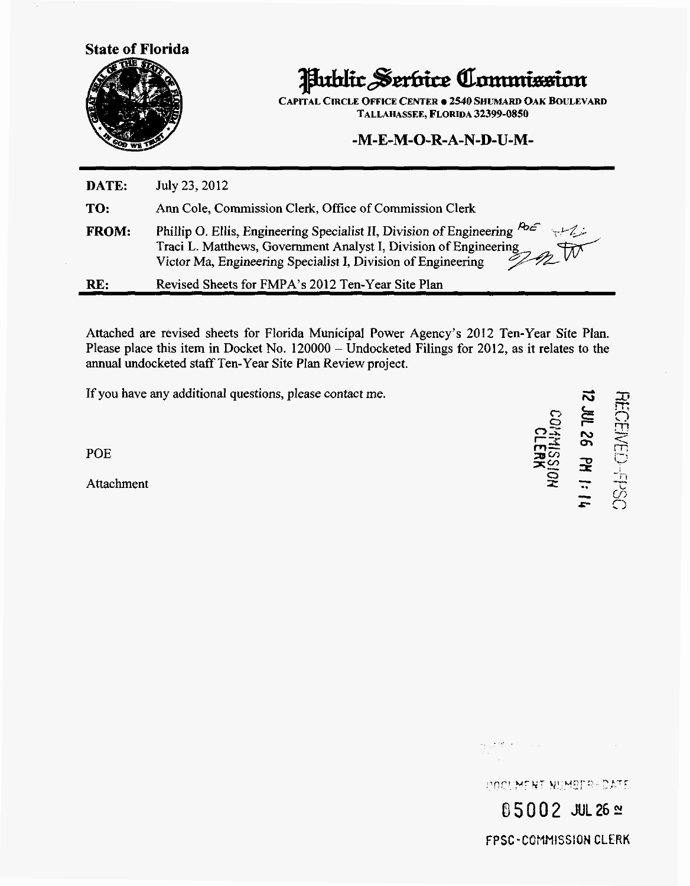State of Florida

# Public Service Commission

CAPITAL CIRCLE OFFICE CENTER • 2540 SHUMARD OAK BOULEVARD
TALLAHASSEE, FLORIDA 32399-0850

## -M-E-M-O-R-A-N-D-U-M-

| | |
|---|---|
| **DATE:** | July 23, 2012 |
| **TO:** | Ann Cole, Commission Clerk, Office of Commission Clerk |
| **FROM:** | Phillip O. Ellis, Engineering Specialist II, Division of Engineering POE<br>Traci L. Matthews, Government Analyst I, Division of Engineering<br>Victor Ma, Engineering Specialist I, Division of Engineering |
| **RE:** | Revised Sheets for FMPA's 2012 Ten-Year Site Plan |

Attached are revised sheets for Florida Municipal Power Agency's 2012 Ten-Year Site Plan. Please place this item in Docket No. 120000 – Undocketed Filings for 2012, as it relates to the annual undocketed staff Ten-Year Site Plan Review project.

If you have any additional questions, please contact me.

POE

Attachment

RECEIVED-FPSC
12 JUL 26 PM 1:14
COMMISSION CLERK

DOCUMENT NUMBER-DATE
05002 JUL 26 ≌
FPSC-COMMISSION CLERK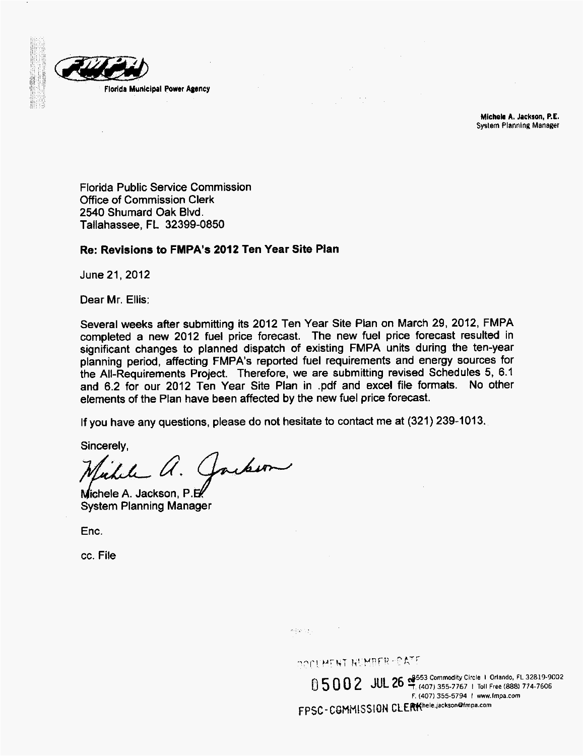Florida Municipal Power Agency

**Michele A. Jackson, P.E.**
System Planning Manager

Florida Public Service Commission
Office of Commission Clerk
2540 Shumard Oak Blvd.
Tallahassee, FL 32399-0850

**Re: Revisions to FMPA's 2012 Ten Year Site Plan**

June 21, 2012

Dear Mr. Ellis:

Several weeks after submitting its 2012 Ten Year Site Plan on March 29, 2012, FMPA completed a new 2012 fuel price forecast. The new fuel price forecast resulted in significant changes to planned dispatch of existing FMPA units during the ten-year planning period, affecting FMPA's reported fuel requirements and energy sources for the All-Requirements Project. Therefore, we are submitting revised Schedules 5, 6.1 and 6.2 for our 2012 Ten Year Site Plan in .pdf and excel file formats. No other elements of the Plan have been affected by the new fuel price forecast.

If you have any questions, please do not hesitate to contact me at (321) 239-1013.

Sincerely,

Michele A. Jackson, P.E.
System Planning Manager

Enc.

cc. File

DOCUMENT NUMBER-DATE
05002 JUL 26
FPSC-COMMISSION CLERK

8553 Commodity Circle | Orlando, FL 32819-9002
T. (407) 355-7767 | Toll Free (888) 774-7606
F. (407) 355-5794 | www.fmpa.com
michele.jackson@fmpa.com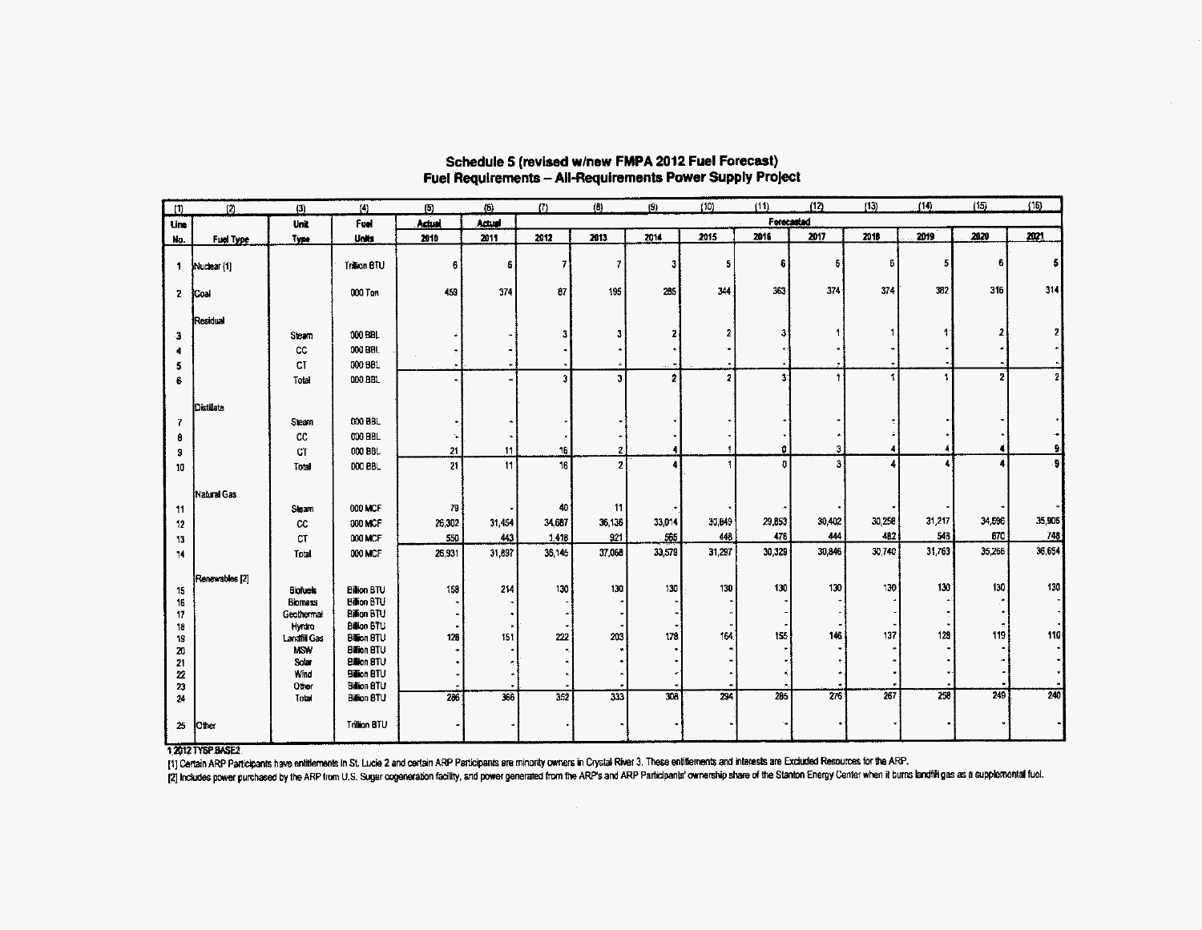## Schedule 5 (revised w/new FMPA 2012 Fuel Forecast)
## Fuel Requirements – All-Requirements Power Supply Project

| (1) | (2) | (3) | (4) | (5) | (6) | (7) | (8) | (9) | (10) | (11) | (12) | (13) | (14) | (15) | (16) |
|---|---|---|---|---|---|---|---|---|---|---|---|---|---|---|---|
| Line | | Unit | Fuel | Actual | Actual | Forecasted | | | | | | | | | |
| No. | Fuel Type | Type | Units | 2010 | 2011 | 2012 | 2013 | 2014 | 2015 | 2016 | 2017 | 2018 | 2019 | 2020 | 2021 |
| 1 | Nuclear [1] | | Trillion BTU | 6 | 6 | 7 | 7 | 3 | 5 | 6 | 5 | 6 | 5 | 6 | 5 |
| 2 | Coal | | 000 Ton | 459 | 374 | 87 | 195 | 285 | 344 | 363 | 374 | 374 | 382 | 316 | 314 |
| | Residual | | | | | | | | | | | | | | |
| 3 | | Steam | 000 BBL | - | - | 3 | 3 | 2 | 2 | 3 | 1 | 1 | 1 | 2 | 2 |
| 4 | | CC | 000 BBL | - | - | - | - | - | - | - | - | - | - | - | - |
| 5 | | CT | 000 BBL | - | - | - | - | - | - | - | - | - | - | - | - |
| 6 | | Total | 000 BBL | - | - | 3 | 3 | 2 | 2 | 3 | 1 | 1 | 1 | 2 | 2 |
| | Distillate | | | | | | | | | | | | | | |
| 7 | | Steam | 000 BBL | - | - | - | - | - | - | - | - | - | - | - | - |
| 8 | | CC | 000 BBL | - | - | - | - | - | - | - | - | - | - | - | - |
| 9 | | CT | 000 BBL | 21 | 11 | 16 | 2 | 4 | 1 | 0 | 3 | 4 | 4 | 4 | 9 |
| 10 | | Total | 000 BBL | 21 | 11 | 16 | 2 | 4 | 1 | 0 | 3 | 4 | 4 | 4 | 9 |
| | Natural Gas | | | | | | | | | | | | | | |
| 11 | | Steam | 000 MCF | 79 | - | 40 | 11 | - | - | - | - | - | - | - | - |
| 12 | | CC | 000 MCF | 26,302 | 31,454 | 34,687 | 36,136 | 33,014 | 30,849 | 29,853 | 30,402 | 30,258 | 31,217 | 34,596 | 35,906 |
| 13 | | CT | 000 MCF | 550 | 443 | 1,418 | 921 | 565 | 448 | 476 | 444 | 482 | 546 | 670 | 748 |
| 14 | | Total | 000 MCF | 26,931 | 31,897 | 36,145 | 37,068 | 33,579 | 31,297 | 30,329 | 30,846 | 30,740 | 31,763 | 35,266 | 36,654 |
| | Renewables [2] | | | | | | | | | | | | | | |
| 15 | | Biofuels | Billion BTU | 158 | 214 | 130 | 130 | 130 | 130 | 130 | 130 | 130 | 130 | 130 | 130 |
| 16 | | Biomass | Billion BTU | - | - | - | - | - | - | - | - | - | - | - | - |
| 17 | | Geothermal | Billion BTU | - | - | - | - | - | - | - | - | - | - | - | - |
| 18 | | Hydro | Billion BTU | - | - | - | - | - | - | - | - | - | - | - | - |
| 19 | | Landfill Gas | Billion BTU | 128 | 151 | 222 | 203 | 178 | 164 | 155 | 146 | 137 | 128 | 119 | 110 |
| 20 | | MSW | Billion BTU | - | - | - | - | - | - | - | - | - | - | - | - |
| 21 | | Solar | Billion BTU | - | - | - | - | - | - | - | - | - | - | - | - |
| 22 | | Wind | Billion BTU | - | - | - | - | - | - | - | - | - | - | - | - |
| 23 | | Other | Billion BTU | - | - | - | - | - | - | - | - | - | - | - | - |
| 24 | | Total | Billion BTU | 286 | 366 | 352 | 333 | 308 | 294 | 285 | 276 | 267 | 258 | 249 | 240 |
| 25 | Other | | Trillion BTU | - | - | - | - | - | - | - | - | - | - | - | - |

1 2012 TYSP BASE2

[1] Certain ARP Participants have entitlements in St. Lucie 2 and certain ARP Participants are minority owners in Crystal River 3. These entitlements and interests are Excluded Resources for the ARP.

[2] Includes power purchased by the ARP from U.S. Sugar cogeneration facility, and power generated from the ARP's and ARP Participants' ownership share of the Stanton Energy Center when it burns landfill gas as a supplemental fuel.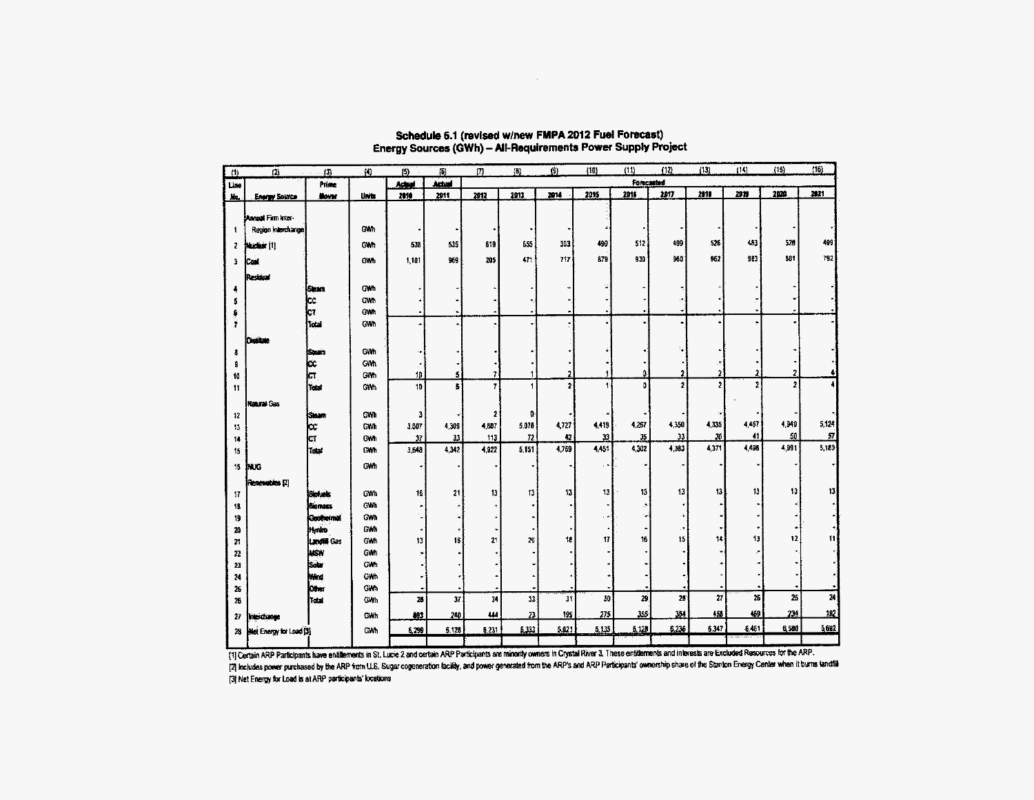## Schedule 6.1 (revised w/new FMPA 2012 Fuel Forecast)
## Energy Sources (GWh) – All-Requirements Power Supply Project

| (1) | (2) | (3) | (4) | (5) | (6) | (7) | (8) | (9) | (10) | (11) | (12) | (13) | (14) | (15) | (16) |
|---|---|---|---|---|---|---|---|---|---|---|---|---|---|---|---|
| Line | | Prime | | Actual | Actual | Forecasted | | | | | | | | | |
| No. | Energy Source | Mover | Units | 2010 | 2011 | 2012 | 2013 | 2014 | 2015 | 2016 | 2017 | 2018 | 2019 | 2020 | 2021 |
| 1 | Annual Firm Inter-Region Interchange | | GWh | - | - | - | - | - | - | - | - | - | - | - | - |
| 2 | Nuclear [1] | | GWh | 538 | 535 | 619 | 655 | 303 | 499 | 512 | 499 | 526 | 483 | 528 | 499 |
| 3 | Coal | | GWh | 1,181 | 969 | 205 | 471 | 717 | 879 | 930 | 960 | 962 | 983 | 801 | 792 |
| | Residual | | | | | | | | | | | | | | | | |
| 4 | | Steam | GWh | - | - | - | - | - | - | - | - | - | - | - | - |
| 5 | | CC | GWh | - | - | - | - | - | - | - | - | - | - | - | - |
| 6 | | CT | GWh | - | - | - | - | - | - | - | - | - | - | - | - |
| 7 | | Total | GWh | - | - | - | - | - | - | - | - | - | - | - | - |
| | Distillate | | | | | | | | | | | | | | |
| 8 | | Steam | GWh | - | - | - | - | - | - | - | - | - | - | - | - |
| 9 | | CC | GWh | - | - | - | - | - | - | - | - | - | - | - | - |
| 10 | | CT | GWh | 10 | 5 | 7 | 1 | 2 | 1 | 0 | 2 | 2 | 2 | 2 | 4 |
| 11 | | Total | GWh | 10 | 5 | 7 | 1 | 2 | 1 | 0 | 2 | 2 | 2 | 2 | 4 |
| | Natural Gas | | | | | | | | | | | | | | |
| 12 | | Steam | GWh | 3 | - | 2 | 0 | - | - | - | - | - | - | - | - |
| 13 | | CC | GWh | 3,607 | 4,309 | 4,807 | 5,078 | 4,727 | 4,419 | 4,267 | 4,350 | 4,335 | 4,457 | 4,940 | 5,124 |
| 14 | | CT | GWh | 37 | 33 | 113 | 72 | 42 | 33 | 35 | 33 | 36 | 41 | 50 | 57 |
| 15 | | Total | GWh | 3,648 | 4,342 | 4,922 | 5,151 | 4,769 | 4,451 | 4,302 | 4,383 | 4,371 | 4,498 | 4,991 | 5,180 |
| 16 | NUG | | GWh | - | - | - | - | - | - | - | - | - | - | - | - |
| | Renewables [2] | | | | | | | | | | | | | | |
| 17 | | Biofuels | GWh | 16 | 21 | 13 | 13 | 13 | 13 | 13 | 13 | 13 | 13 | 13 | 13 |
| 18 | | Biomass | GWh | - | - | - | - | - | - | - | - | - | - | - | - |
| 19 | | Geothermal | GWh | - | - | - | - | - | - | - | - | - | - | - | - |
| 20 | | Hydro | GWh | - | - | - | - | - | - | - | - | - | - | - | - |
| 21 | | Landfill Gas | GWh | 13 | 16 | 21 | 20 | 18 | 17 | 16 | 15 | 14 | 13 | 12 | 11 |
| 22 | | MSW | GWh | - | - | - | - | - | - | - | - | - | - | - | - |
| 23 | | Solar | GWh | - | - | - | - | - | - | - | - | - | - | - | - |
| 24 | | Wind | GWh | - | - | - | - | - | - | - | - | - | - | - | - |
| 25 | | Other | GWh | - | - | - | - | - | - | - | - | - | - | - | - |
| 26 | | Total | GWh | 28 | 37 | 34 | 33 | 31 | 30 | 29 | 28 | 27 | 26 | 25 | 24 |
| 27 | Interchange | | GWh | 893 | 240 | 444 | 23 | 199 | 275 | 355 | 364 | 458 | 469 | 234 | 192 |
| 28 | Net Energy for Load [3] | | GWh | 6,298 | 6,128 | 6,231 | 6,333 | 6,021 | 6,135 | 6,128 | 6,236 | 6,347 | 6,461 | 6,580 | 6,692 |

[1] Certain ARP Participants have entitlements in St. Lucie 2 and certain ARP Participants are minority owners in Crystal River 3. These entitlements and interests are Excluded Resources for the ARP.

[2] Includes power purchased by the ARP from U.S. Sugar cogeneration facility, and power generated from the ARP's and ARP Participants' ownership share of the Stanton Energy Center when it burns landfill

[3] Net Energy for Load is at ARP participants' locations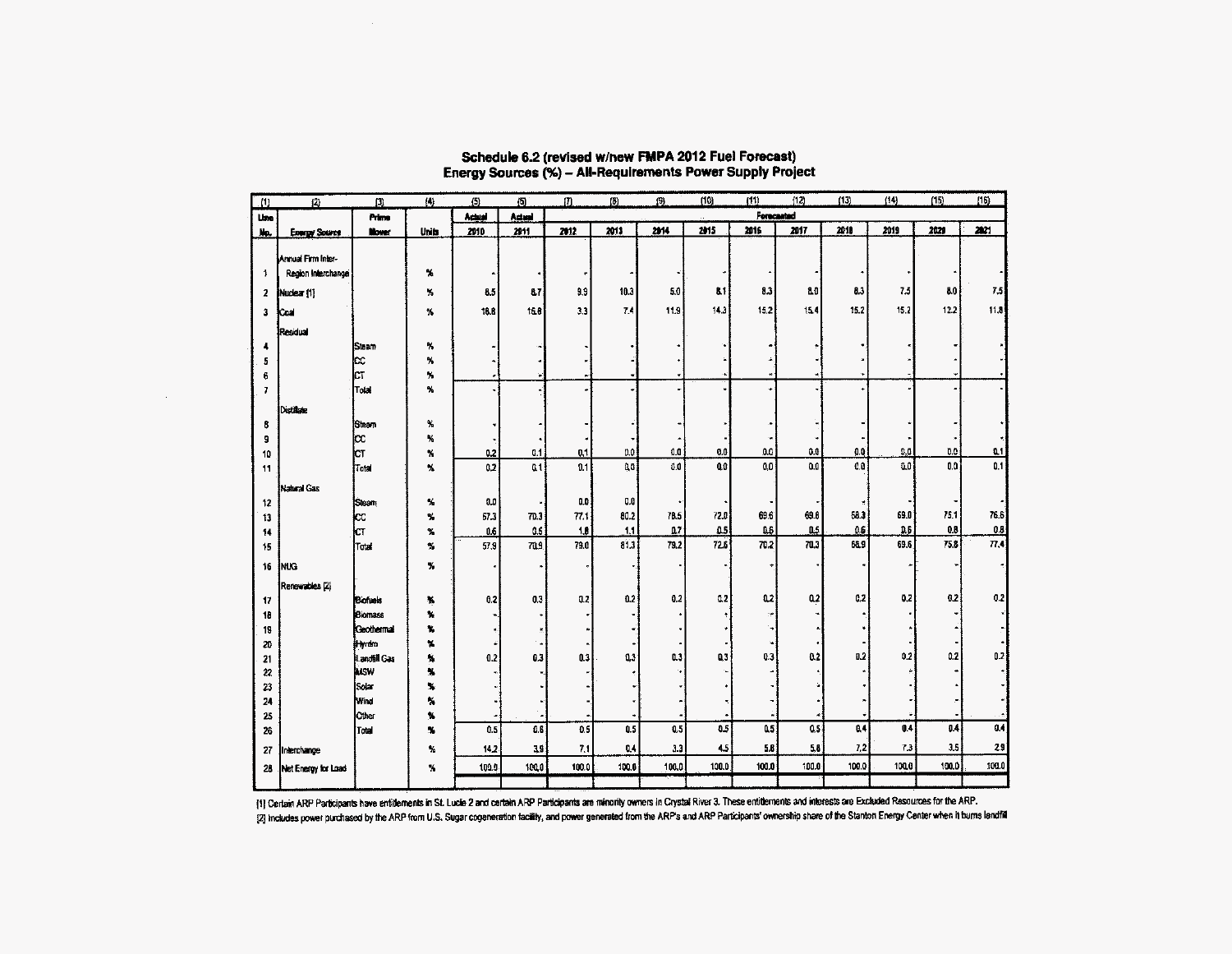## Schedule 6.2 (revised w/new FMPA 2012 Fuel Forecast)
## Energy Sources (%) – All-Requirements Power Supply Project

| (1) | (2) | (3) | (4) | (5) | (6) | (7) | (8) | (9) | (10) | (11) | (12) | (13) | (14) | (15) | (16) |
|---|---|---|---|---|---|---|---|---|---|---|---|---|---|---|---|
| Line No. | Energy Source | Prime Mover | Units | Actual 2010 | Actual 2011 | Forecasted 2012 | 2013 | 2014 | 2015 | 2016 | 2017 | 2018 | 2019 | 2020 | 2021 |
| 1 | Annual Firm Inter-Region Interchange | | % | - | - | - | - | - | - | - | - | - | - | - | - |
| 2 | Nuclear [1] | | % | 8.5 | 8.7 | 9.9 | 10.3 | 5.0 | 8.1 | 8.3 | 8.0 | 8.3 | 7.5 | 8.0 | 7.5 |
| 3 | Coal | | % | 18.8 | 15.8 | 3.3 | 7.4 | 11.9 | 14.3 | 15.2 | 15.4 | 15.2 | 15.2 | 12.2 | 11.8 |
| | Residual | | | | | | | | | | | | | | |
| 4 | | Steam | % | - | - | - | - | - | - | - | - | - | - | - | - |
| 5 | | CC | % | - | - | - | - | - | - | - | - | - | - | - | - |
| 6 | | CT | % | - | - | - | - | - | - | - | - | - | - | - | - |
| 7 | | Total | % | - | - | - | - | - | - | - | - | - | - | - | - |
| | Distillate | | | | | | | | | | | | | | |
| 8 | | Steam | % | - | - | - | - | - | - | - | - | - | - | - | - |
| 9 | | CC | % | - | - | - | - | - | - | - | - | - | - | - | - |
| 10 | | CT | % | 0.2 | 0.1 | 0.1 | 0.0 | 0.0 | 0.0 | 0.0 | 0.0 | 0.0 | 0.0 | 0.0 | 0.1 |
| 11 | | Total | % | 0.2 | 0.1 | 0.1 | 0.0 | 0.0 | 0.0 | 0.0 | 0.0 | 0.0 | 0.0 | 0.0 | 0.1 |
| | Natural Gas | | | | | | | | | | | | | | |
| 12 | | Steam | % | 0.0 | - | 0.0 | 0.0 | - | - | - | - | - | - | - | - |
| 13 | | CC | % | 57.3 | 70.3 | 77.1 | 80.2 | 78.5 | 72.0 | 69.6 | 69.8 | 68.3 | 69.0 | 75.1 | 76.6 |
| 14 | | CT | % | 0.6 | 0.5 | 1.8 | 1.1 | 0.7 | 0.5 | 0.6 | 0.5 | 0.6 | 0.6 | 0.8 | 0.8 |
| 15 | | Total | % | 57.9 | 70.9 | 79.0 | 81.3 | 79.2 | 72.6 | 70.2 | 70.3 | 68.9 | 69.6 | 75.8 | 77.4 |
| 16 | NUG | | % | - | - | - | - | - | - | - | - | - | - | - | - |
| | Renewables [2] | | | | | | | | | | | | | | |
| 17 | | Biofuels | % | 0.2 | 0.3 | 0.2 | 0.2 | 0.2 | 0.2 | 0.2 | 0.2 | 0.2 | 0.2 | 0.2 | 0.2 |
| 18 | | Biomass | % | - | - | - | - | - | - | - | - | - | - | - | - |
| 19 | | Geothermal | % | - | - | - | - | - | - | - | - | - | - | - | - |
| 20 | | Hydro | % | - | - | - | - | - | - | - | - | - | - | - | - |
| 21 | | Landfill Gas | % | 0.2 | 0.3 | 0.3 | 0.3 | 0.3 | 0.3 | 0.3 | 0.2 | 0.2 | 0.2 | 0.2 | 0.2 |
| 22 | | MSW | % | - | - | - | - | - | - | - | - | - | - | - | - |
| 23 | | Solar | % | - | - | - | - | - | - | - | - | - | - | - | - |
| 24 | | Wind | % | - | - | - | - | - | - | - | - | - | - | - | - |
| 25 | | Other | % | - | - | - | - | - | - | - | - | - | - | - | - |
| 26 | | Total | % | 0.5 | 0.6 | 0.5 | 0.5 | 0.5 | 0.5 | 0.5 | 0.5 | 0.4 | 0.4 | 0.4 | 0.4 |
| 27 | Interchange | | % | 14.2 | 3.9 | 7.1 | 0.4 | 3.3 | 4.5 | 5.8 | 5.8 | 7.2 | 7.3 | 3.5 | 2.9 |
| 28 | Net Energy for Load | | % | 100.0 | 100.0 | 100.0 | 100.0 | 100.0 | 100.0 | 100.0 | 100.0 | 100.0 | 100.0 | 100.0 | 100.0 |

[1] Certain ARP Participants have entitlements in St. Lucie 2 and certain ARP Participants are minority owners in Crystal River 3. These entitlements and interests are Excluded Resources for the ARP.

[2] Includes power purchased by the ARP from U.S. Sugar cogeneration facility, and power generated from the ARP's and ARP Participants' ownership share of the Stanton Energy Center when it burns landfill